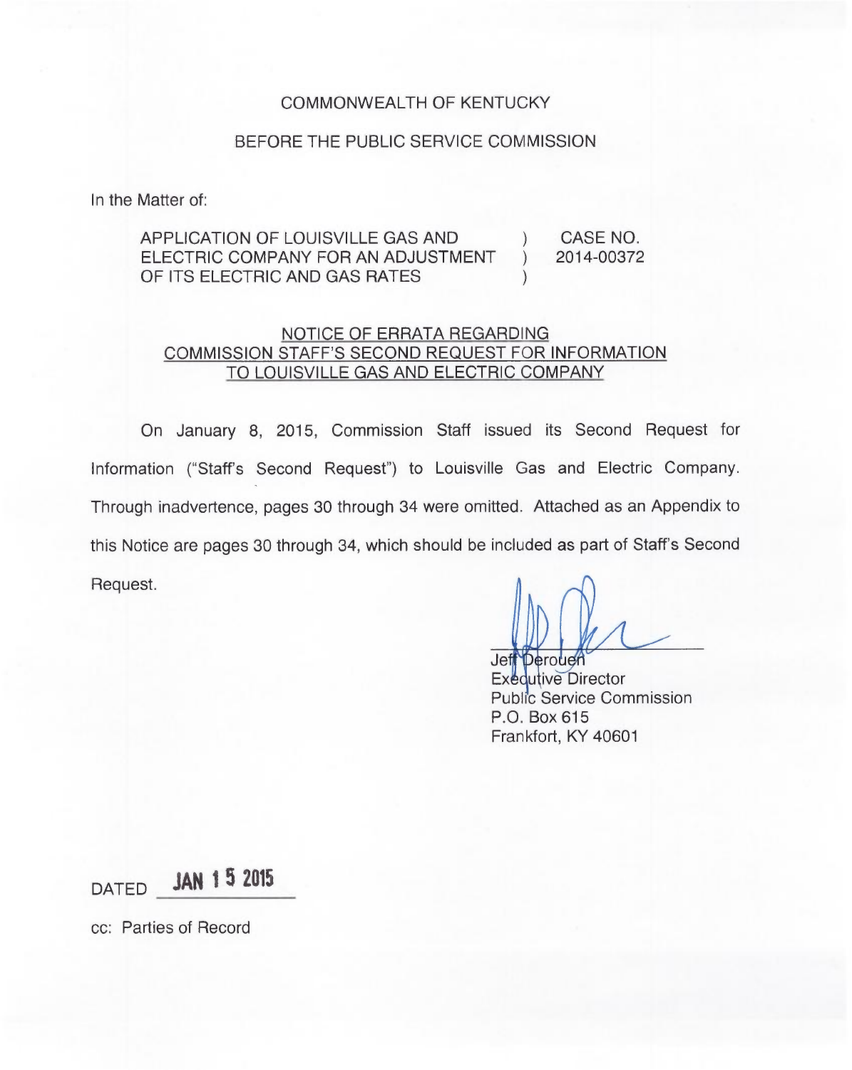COMMONWEALTH OF KENTUCKY

BEFORE THE PUBLIC SERVICE COMMISSION

In the Matter of:

| | | |
|---|---|---|
| APPLICATION OF LOUISVILLE GAS AND ELECTRIC COMPANY FOR AN ADJUSTMENT OF ITS ELECTRIC AND GAS RATES | ) ) ) | CASE NO. 2014-00372 |

## NOTICE OF ERRATA REGARDING COMMISSION STAFF'S SECOND REQUEST FOR INFORMATION TO LOUISVILLE GAS AND ELECTRIC COMPANY

On January 8, 2015, Commission Staff issued its Second Request for Information ("Staff's Second Request") to Louisville Gas and Electric Company. Through inadvertence, pages 30 through 34 were omitted. Attached as an Appendix to this Notice are pages 30 through 34, which should be included as part of Staff's Second Request.

Jeff Derouen
Executive Director
Public Service Commission
P.O. Box 615
Frankfort, KY 40601

DATED JAN 15 2015

cc: Parties of Record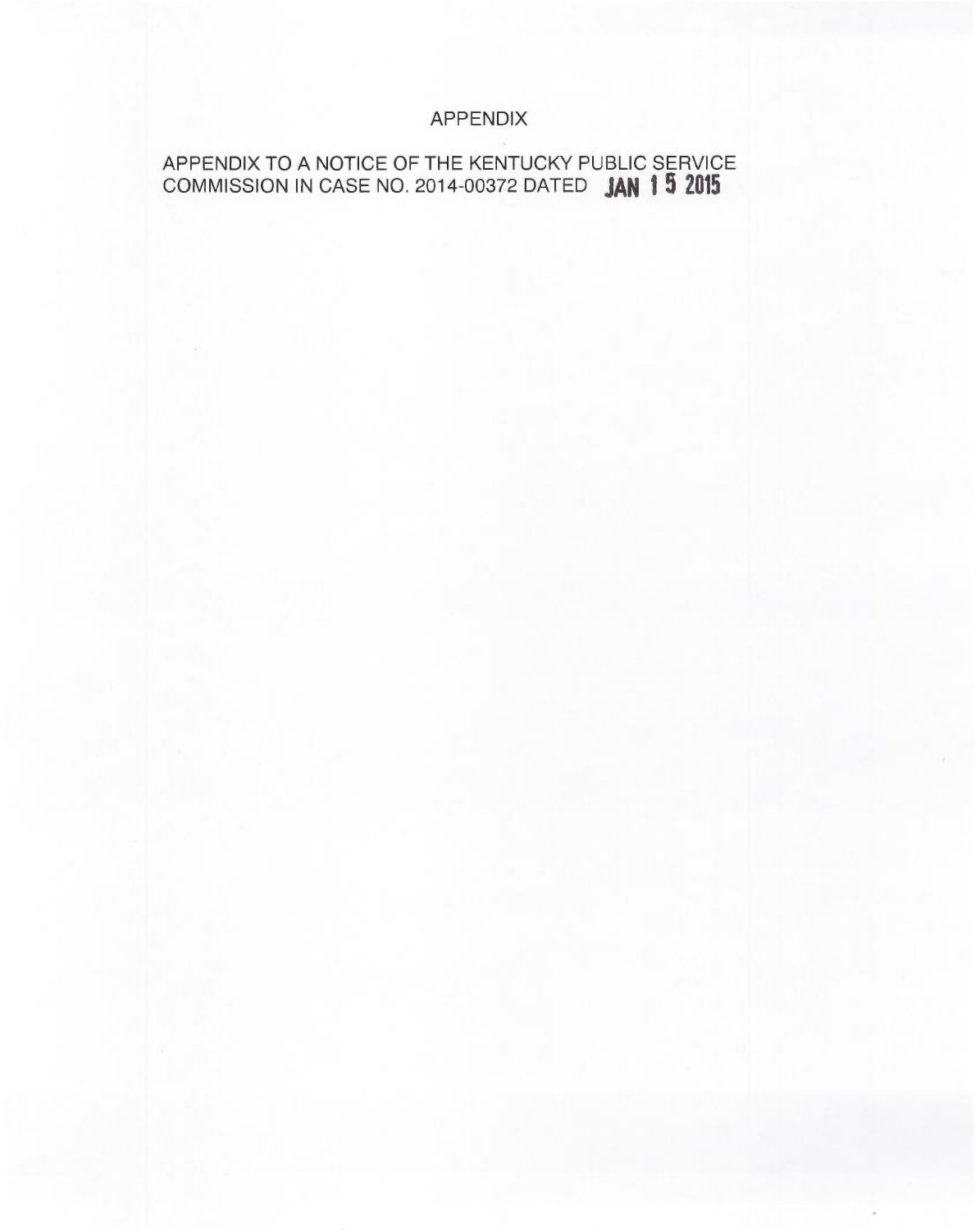# APPENDIX

APPENDIX TO A NOTICE OF THE KENTUCKY PUBLIC SERVICE COMMISSION IN CASE NO. 2014-00372 DATED **JAN 15 2015**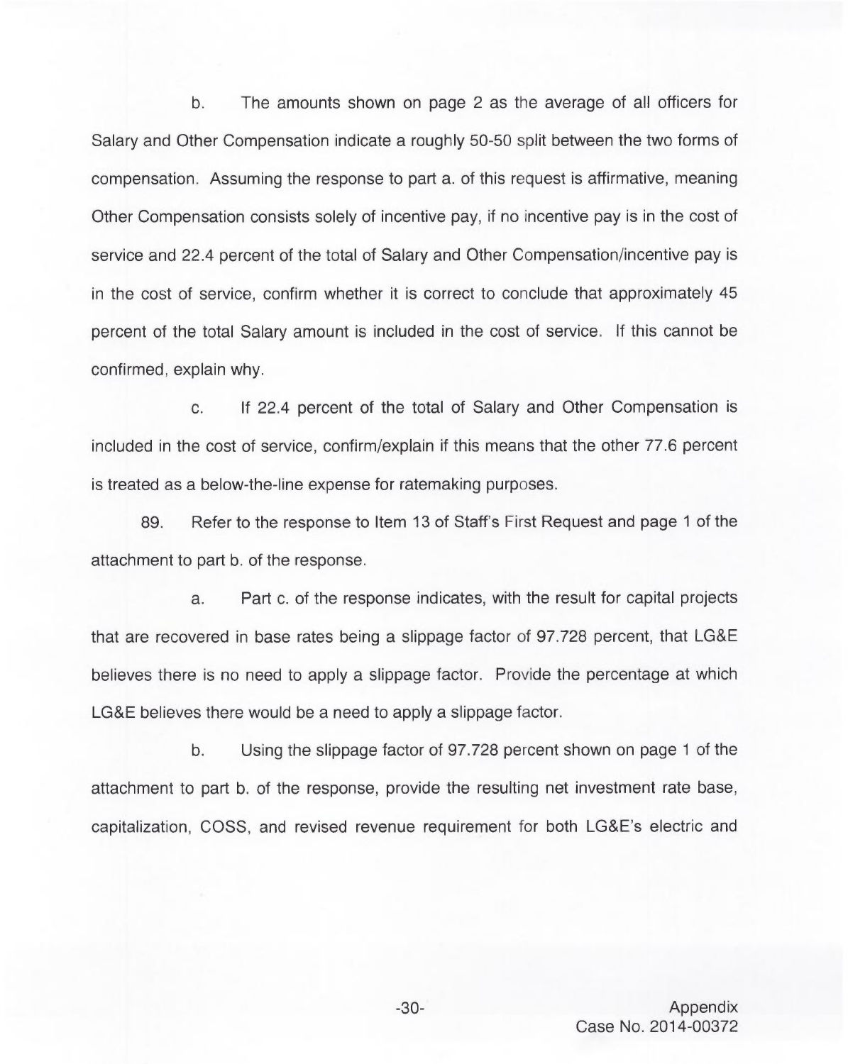b. The amounts shown on page 2 as the average of all officers for Salary and Other Compensation indicate a roughly 50-50 split between the two forms of compensation. Assuming the response to part a. of this request is affirmative, meaning Other Compensation consists solely of incentive pay, if no incentive pay is in the cost of service and 22.4 percent of the total of Salary and Other Compensation/incentive pay is in the cost of service, confirm whether it is correct to conclude that approximately 45 percent of the total Salary amount is included in the cost of service. If this cannot be confirmed, explain why.

c. If 22.4 percent of the total of Salary and Other Compensation is included in the cost of service, confirm/explain if this means that the other 77.6 percent is treated as a below-the-line expense for ratemaking purposes.

89. Refer to the response to Item 13 of Staff's First Request and page 1 of the attachment to part b. of the response.

a. Part c. of the response indicates, with the result for capital projects that are recovered in base rates being a slippage factor of 97.728 percent, that LG&E believes there is no need to apply a slippage factor. Provide the percentage at which LG&E believes there would be a need to apply a slippage factor.

b. Using the slippage factor of 97.728 percent shown on page 1 of the attachment to part b. of the response, provide the resulting net investment rate base, capitalization, COSS, and revised revenue requirement for both LG&E's electric and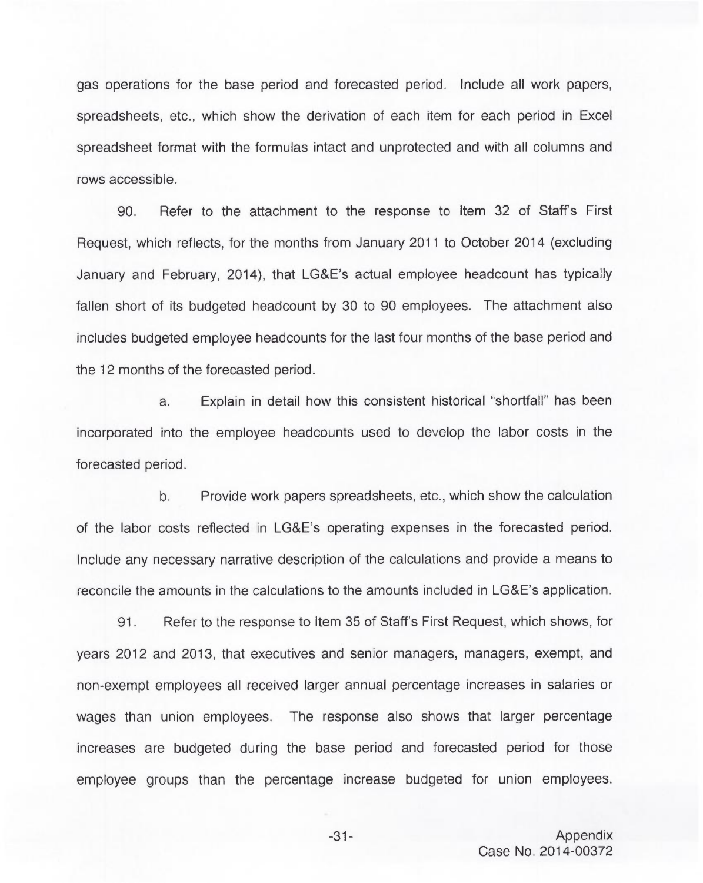gas operations for the base period and forecasted period. Include all work papers, spreadsheets, etc., which show the derivation of each item for each period in Excel spreadsheet format with the formulas intact and unprotected and with all columns and rows accessible.

90. Refer to the attachment to the response to Item 32 of Staff's First Request, which reflects, for the months from January 2011 to October 2014 (excluding January and February, 2014), that LG&E's actual employee headcount has typically fallen short of its budgeted headcount by 30 to 90 employees. The attachment also includes budgeted employee headcounts for the last four months of the base period and the 12 months of the forecasted period.

a. Explain in detail how this consistent historical "shortfall" has been incorporated into the employee headcounts used to develop the labor costs in the forecasted period.

b. Provide work papers spreadsheets, etc., which show the calculation of the labor costs reflected in LG&E's operating expenses in the forecasted period. Include any necessary narrative description of the calculations and provide a means to reconcile the amounts in the calculations to the amounts included in LG&E's application.

91. Refer to the response to Item 35 of Staff's First Request, which shows, for years 2012 and 2013, that executives and senior managers, managers, exempt, and non-exempt employees all received larger annual percentage increases in salaries or wages than union employees. The response also shows that larger percentage increases are budgeted during the base period and forecasted period for those employee groups than the percentage increase budgeted for union employees.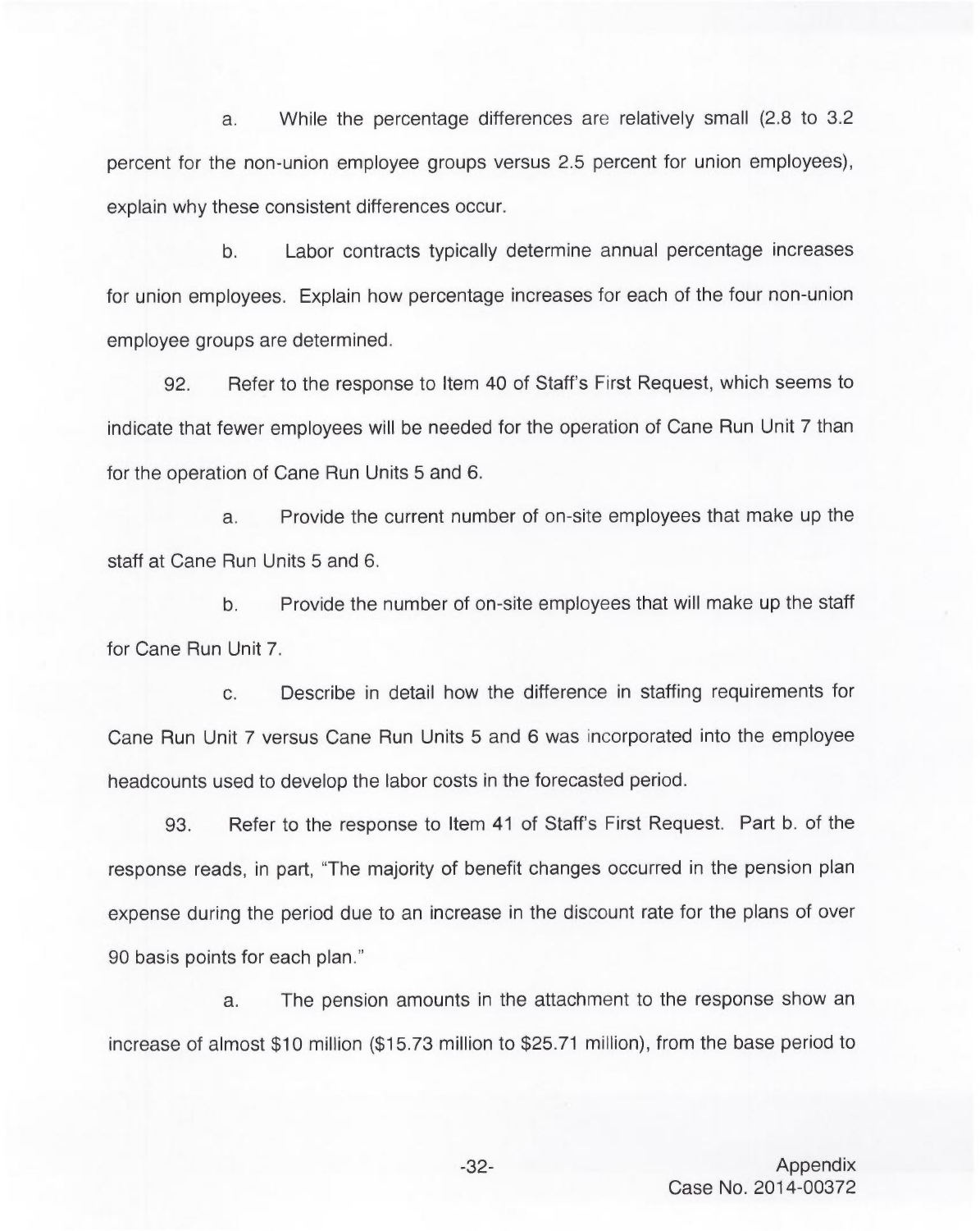a. While the percentage differences are relatively small (2.8 to 3.2 percent for the non-union employee groups versus 2.5 percent for union employees), explain why these consistent differences occur.

b. Labor contracts typically determine annual percentage increases for union employees. Explain how percentage increases for each of the four non-union employee groups are determined.

92. Refer to the response to Item 40 of Staff's First Request, which seems to indicate that fewer employees will be needed for the operation of Cane Run Unit 7 than for the operation of Cane Run Units 5 and 6.

a. Provide the current number of on-site employees that make up the staff at Cane Run Units 5 and 6.

b. Provide the number of on-site employees that will make up the staff for Cane Run Unit 7.

c. Describe in detail how the difference in staffing requirements for Cane Run Unit 7 versus Cane Run Units 5 and 6 was incorporated into the employee headcounts used to develop the labor costs in the forecasted period.

93. Refer to the response to Item 41 of Staff's First Request. Part b. of the response reads, in part, "The majority of benefit changes occurred in the pension plan expense during the period due to an increase in the discount rate for the plans of over 90 basis points for each plan."

a. The pension amounts in the attachment to the response show an increase of almost $10 million ($15.73 million to $25.71 million), from the base period to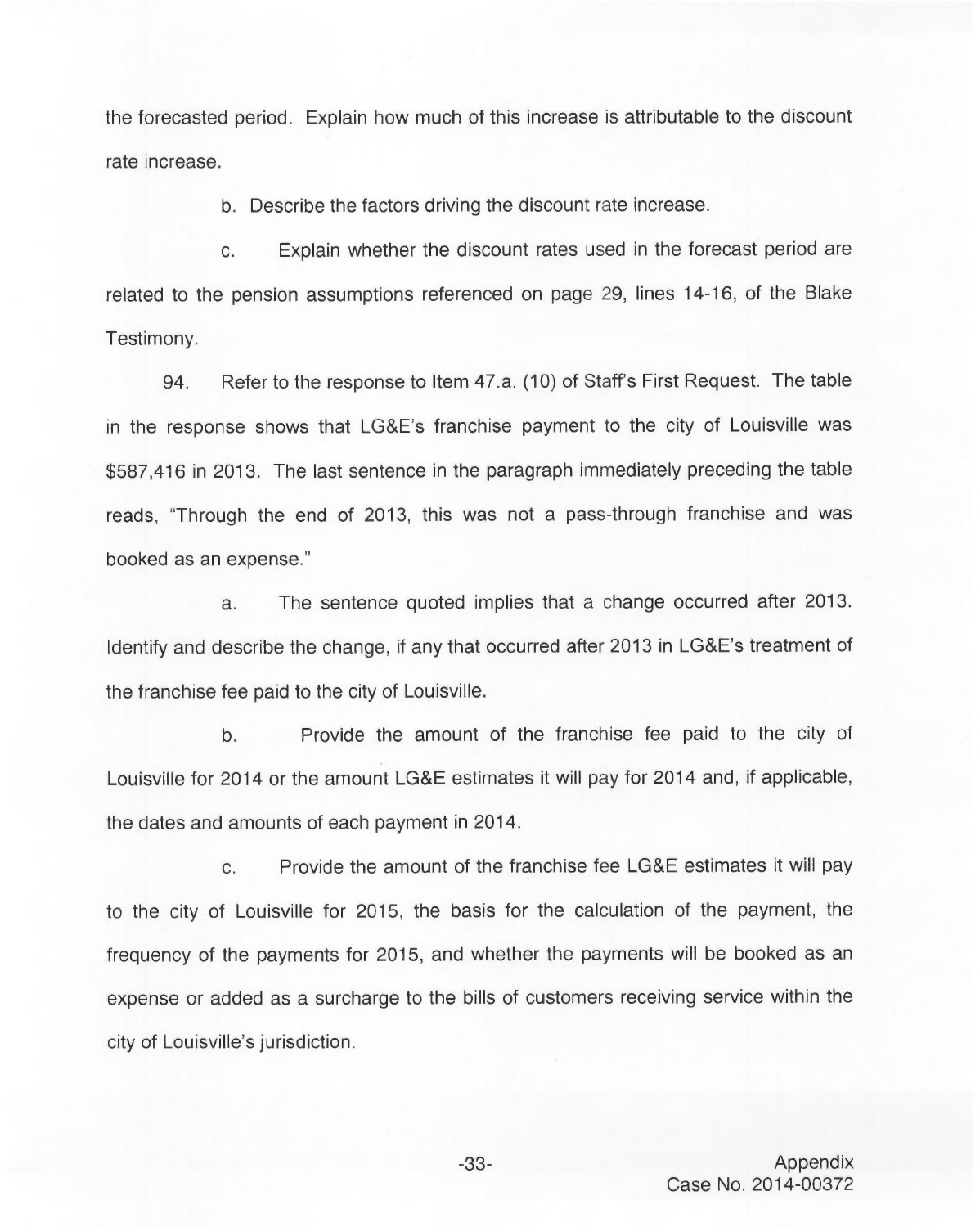the forecasted period. Explain how much of this increase is attributable to the discount rate increase.

b. Describe the factors driving the discount rate increase.

c. Explain whether the discount rates used in the forecast period are related to the pension assumptions referenced on page 29, lines 14-16, of the Blake Testimony.

94. Refer to the response to Item 47.a. (10) of Staff's First Request. The table in the response shows that LG&E's franchise payment to the city of Louisville was $587,416 in 2013. The last sentence in the paragraph immediately preceding the table reads, "Through the end of 2013, this was not a pass-through franchise and was booked as an expense."

a. The sentence quoted implies that a change occurred after 2013. Identify and describe the change, if any that occurred after 2013 in LG&E's treatment of the franchise fee paid to the city of Louisville.

b. Provide the amount of the franchise fee paid to the city of Louisville for 2014 or the amount LG&E estimates it will pay for 2014 and, if applicable, the dates and amounts of each payment in 2014.

c. Provide the amount of the franchise fee LG&E estimates it will pay to the city of Louisville for 2015, the basis for the calculation of the payment, the frequency of the payments for 2015, and whether the payments will be booked as an expense or added as a surcharge to the bills of customers receiving service within the city of Louisville's jurisdiction.

Appendix
Case No. 2014-00372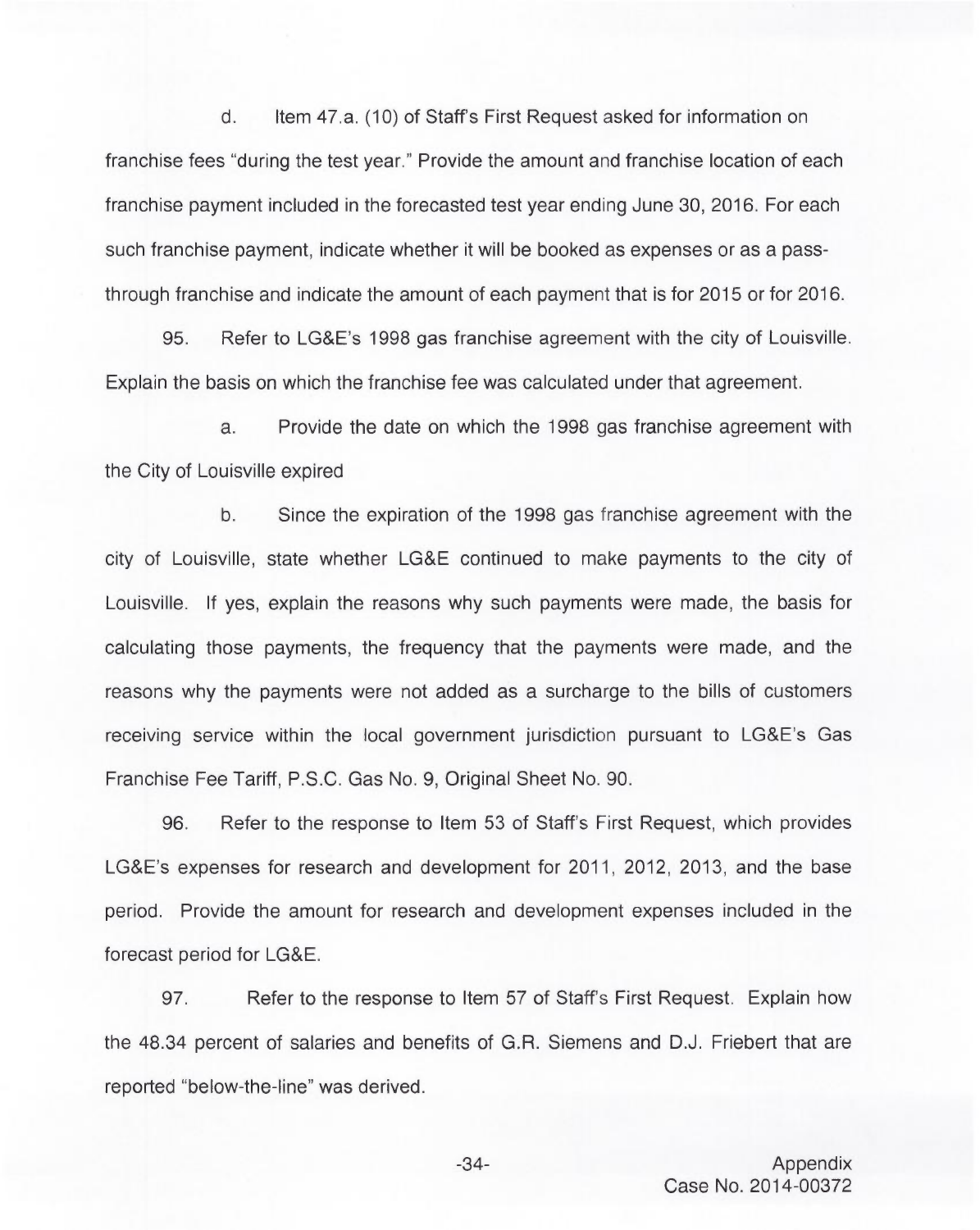d. Item 47.a. (10) of Staff's First Request asked for information on franchise fees "during the test year." Provide the amount and franchise location of each franchise payment included in the forecasted test year ending June 30, 2016. For each such franchise payment, indicate whether it will be booked as expenses or as a pass-through franchise and indicate the amount of each payment that is for 2015 or for 2016.

95. Refer to LG&E's 1998 gas franchise agreement with the city of Louisville. Explain the basis on which the franchise fee was calculated under that agreement.

a. Provide the date on which the 1998 gas franchise agreement with the City of Louisville expired

b. Since the expiration of the 1998 gas franchise agreement with the city of Louisville, state whether LG&E continued to make payments to the city of Louisville. If yes, explain the reasons why such payments were made, the basis for calculating those payments, the frequency that the payments were made, and the reasons why the payments were not added as a surcharge to the bills of customers receiving service within the local government jurisdiction pursuant to LG&E's Gas Franchise Fee Tariff, P.S.C. Gas No. 9, Original Sheet No. 90.

96. Refer to the response to Item 53 of Staff's First Request, which provides LG&E's expenses for research and development for 2011, 2012, 2013, and the base period. Provide the amount for research and development expenses included in the forecast period for LG&E.

97. Refer to the response to Item 57 of Staff's First Request. Explain how the 48.34 percent of salaries and benefits of G.R. Siemens and D.J. Friebert that are reported "below-the-line" was derived.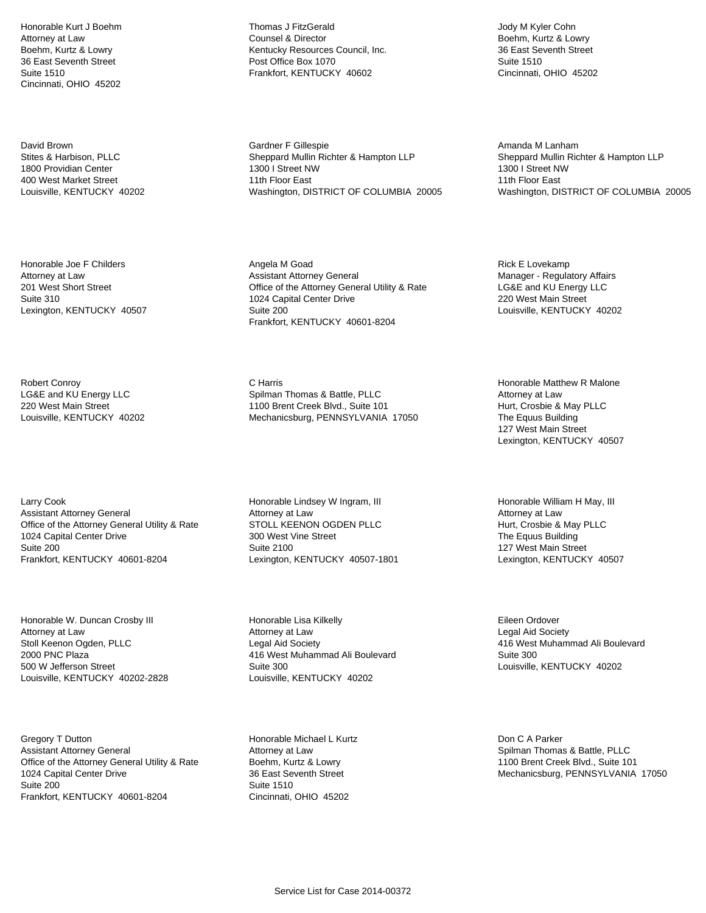Honorable Kurt J Boehm
Attorney at Law
Boehm, Kurtz & Lowry
36 East Seventh Street
Suite 1510
Cincinnati, OHIO 45202

Thomas J FitzGerald
Counsel & Director
Kentucky Resources Council, Inc.
Post Office Box 1070
Frankfort, KENTUCKY 40602

Jody M Kyler Cohn
Boehm, Kurtz & Lowry
36 East Seventh Street
Suite 1510
Cincinnati, OHIO 45202

David Brown
Stites & Harbison, PLLC
1800 Providian Center
400 West Market Street
Louisville, KENTUCKY 40202

Gardner F Gillespie
Sheppard Mullin Richter & Hampton LLP
1300 I Street NW
11th Floor East
Washington, DISTRICT OF COLUMBIA 20005

Amanda M Lanham
Sheppard Mullin Richter & Hampton LLP
1300 I Street NW
11th Floor East
Washington, DISTRICT OF COLUMBIA 20005

Honorable Joe F Childers
Attorney at Law
201 West Short Street
Suite 310
Lexington, KENTUCKY 40507

Angela M Goad
Assistant Attorney General
Office of the Attorney General Utility & Rate
1024 Capital Center Drive
Suite 200
Frankfort, KENTUCKY 40601-8204

Rick E Lovekamp
Manager - Regulatory Affairs
LG&E and KU Energy LLC
220 West Main Street
Louisville, KENTUCKY 40202

Robert Conroy
LG&E and KU Energy LLC
220 West Main Street
Louisville, KENTUCKY 40202

C Harris
Spilman Thomas & Battle, PLLC
1100 Brent Creek Blvd., Suite 101
Mechanicsburg, PENNSYLVANIA 17050

Honorable Matthew R Malone
Attorney at Law
Hurt, Crosbie & May PLLC
The Equus Building
127 West Main Street
Lexington, KENTUCKY 40507

Larry Cook
Assistant Attorney General
Office of the Attorney General Utility & Rate
1024 Capital Center Drive
Suite 200
Frankfort, KENTUCKY 40601-8204

Honorable Lindsey W Ingram, III
Attorney at Law
STOLL KEENON OGDEN PLLC
300 West Vine Street
Suite 2100
Lexington, KENTUCKY 40507-1801

Honorable William H May, III
Attorney at Law
Hurt, Crosbie & May PLLC
The Equus Building
127 West Main Street
Lexington, KENTUCKY 40507

Honorable W. Duncan Crosby III
Attorney at Law
Stoll Keenon Ogden, PLLC
2000 PNC Plaza
500 W Jefferson Street
Louisville, KENTUCKY 40202-2828

Honorable Lisa Kilkelly
Attorney at Law
Legal Aid Society
416 West Muhammad Ali Boulevard
Suite 300
Louisville, KENTUCKY 40202

Eileen Ordover
Legal Aid Society
416 West Muhammad Ali Boulevard
Suite 300
Louisville, KENTUCKY 40202

Gregory T Dutton
Assistant Attorney General
Office of the Attorney General Utility & Rate
1024 Capital Center Drive
Suite 200
Frankfort, KENTUCKY 40601-8204

Honorable Michael L Kurtz
Attorney at Law
Boehm, Kurtz & Lowry
36 East Seventh Street
Suite 1510
Cincinnati, OHIO 45202

Don C A Parker
Spilman Thomas & Battle, PLLC
1100 Brent Creek Blvd., Suite 101
Mechanicsburg, PENNSYLVANIA 17050

Service List for Case 2014-00372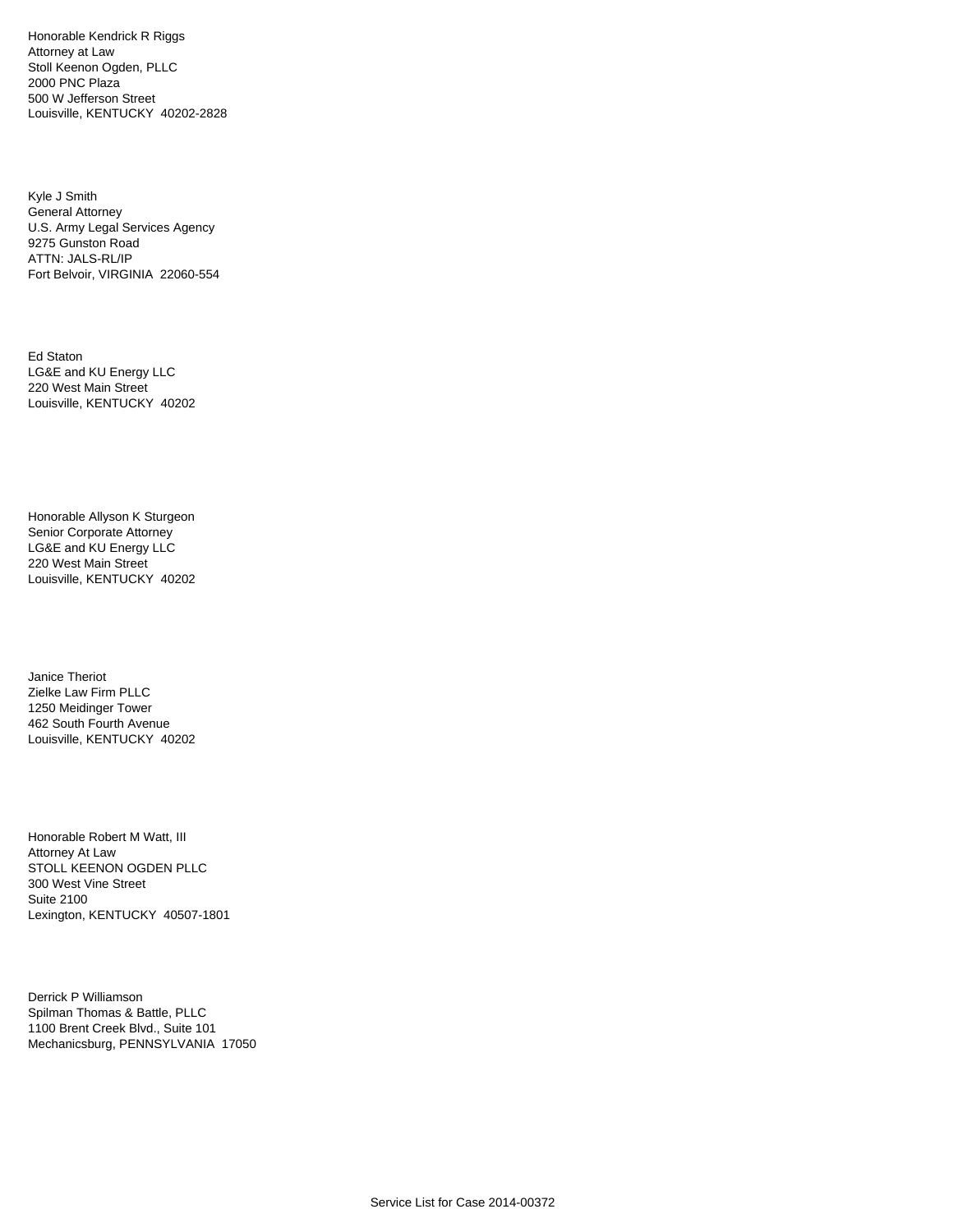Honorable Kendrick R Riggs
Attorney at Law
Stoll Keenon Ogden, PLLC
2000 PNC Plaza
500 W Jefferson Street
Louisville, KENTUCKY 40202-2828

Kyle J Smith
General Attorney
U.S. Army Legal Services Agency
9275 Gunston Road
ATTN: JALS-RL/IP
Fort Belvoir, VIRGINIA 22060-554

Ed Staton
LG&E and KU Energy LLC
220 West Main Street
Louisville, KENTUCKY 40202

Honorable Allyson K Sturgeon
Senior Corporate Attorney
LG&E and KU Energy LLC
220 West Main Street
Louisville, KENTUCKY 40202

Janice Theriot
Zielke Law Firm PLLC
1250 Meidinger Tower
462 South Fourth Avenue
Louisville, KENTUCKY 40202

Honorable Robert M Watt, III
Attorney At Law
STOLL KEENON OGDEN PLLC
300 West Vine Street
Suite 2100
Lexington, KENTUCKY 40507-1801

Derrick P Williamson
Spilman Thomas & Battle, PLLC
1100 Brent Creek Blvd., Suite 101
Mechanicsburg, PENNSYLVANIA 17050